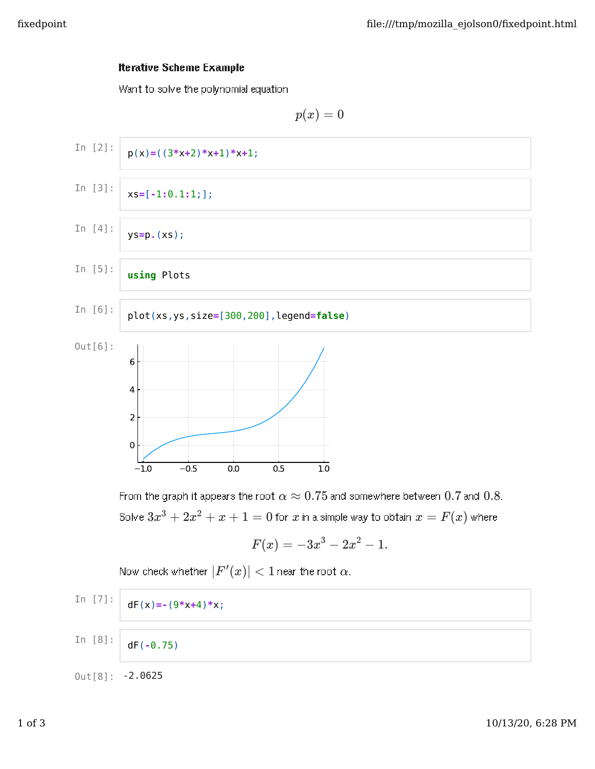### Iterative Scheme Example

Want to solve the polynomial equation

$$p(x) = 0$$

In [2]:

```
p(x)=((3*x+2)*x+1)*x+1;
```

In [3]:

```
xs=[-1:0.1:1;];
```

In [4]:

```
ys=p.(xs);
```

In [5]:

```
using Plots
```

In [6]:

```
plot(xs,ys,size=[300,200],legend=false)
```

Out[6]:

From the graph it appears the root $\alpha \approx 0.75$ and somewhere between $0.7$ and $0.8$.

Solve $3x^3 + 2x^2 + x + 1 = 0$ for $x$ in a simple way to obtain $x = F(x)$ where

$$F(x) = -3x^3 - 2x^2 - 1.$$

Now check whether $|F'(x)| < 1$ near the root $\alpha$.

In [7]:

```
dF(x)=-(9*x+4)*x;
```

In [8]:

```
dF(-0.75)
```

Out[8]:

```
-2.0625
```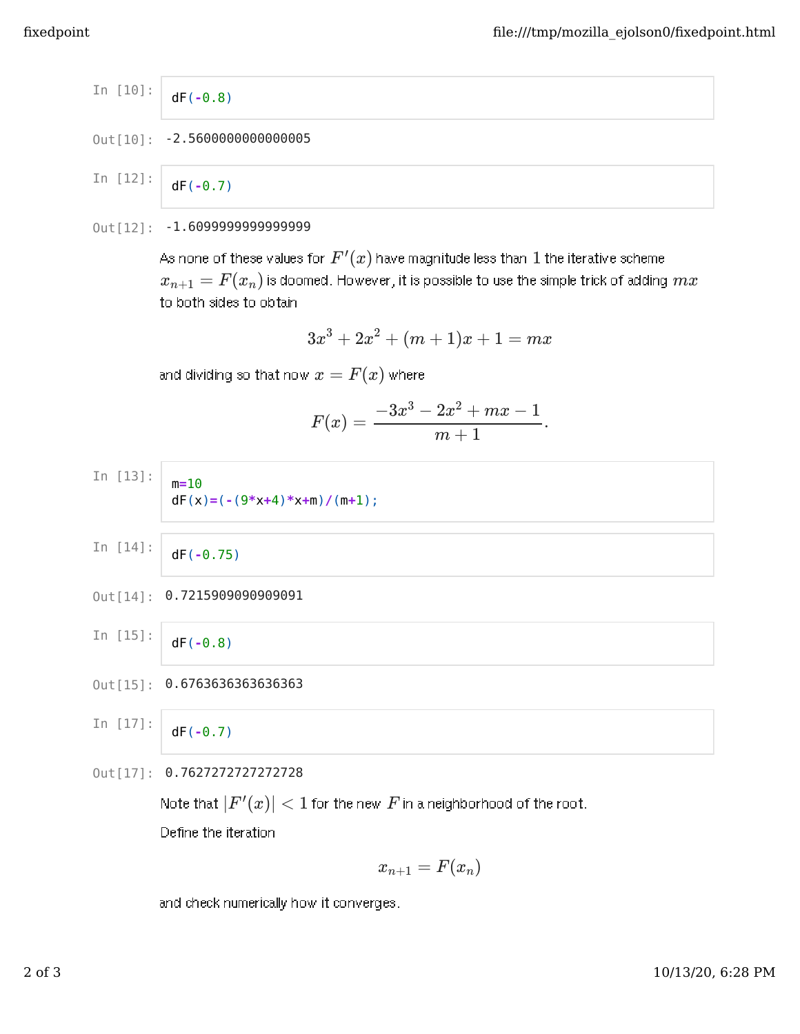In [10]:
```
dF(-0.8)
```

Out[10]: -2.5600000000000005

In [12]:
```
dF(-0.7)
```

Out[12]: -1.6099999999999999

As none of these values for $F'(x)$ have magnitude less than $1$ the iterative scheme $x_{n+1} = F(x_n)$ is doomed. However, it is possible to use the simple trick of adding $mx$ to both sides to obtain

$$3x^3 + 2x^2 + (m+1)x + 1 = mx$$

and dividing so that now $x = F(x)$ where

$$F(x) = \frac{-3x^3 - 2x^2 + mx - 1}{m+1}.$$

In [13]:
```
m=10
dF(x)=(-(9*x+4)*x+m)/(m+1);
```

In [14]:
```
dF(-0.75)
```

Out[14]: 0.7215909090909091

In [15]:
```
dF(-0.8)
```

Out[15]: 0.6763636363636363

In [17]:
```
dF(-0.7)
```

Out[17]: 0.7627272727272728

Note that $|F'(x)| < 1$ for the new $F$ in a neighborhood of the root.

Define the iteration

$$x_{n+1} = F(x_n)$$

and check numerically how it converges.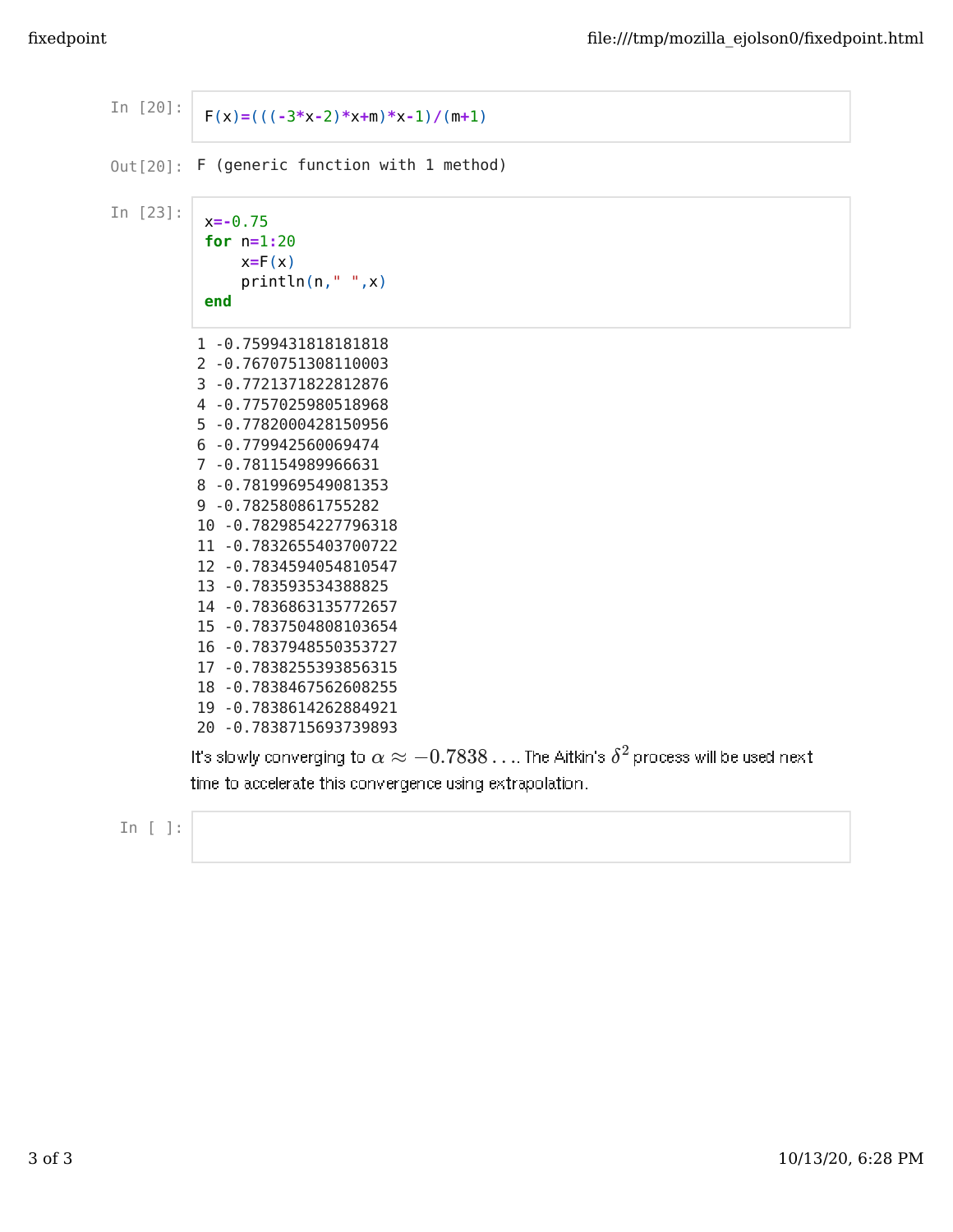In [20]:

```
F(x)=(((-3*x-2)*x+m)*x-1)/(m+1)
```

Out[20]:

```
F (generic function with 1 method)
```

In [23]:

```
x=-0.75
for n=1:20
    x=F(x)
    println(n," ",x)
end
```

```
1 -0.7599431818181818
2 -0.7670751308110003
3 -0.7721371822812876
4 -0.7757025980518968
5 -0.7782000428150956
6 -0.779942560069474
7 -0.781154989966631
8 -0.7819969549081353
9 -0.782580861755282
10 -0.7829854227796318
11 -0.7832655403700722
12 -0.7834594054810547
13 -0.783593534388825
14 -0.7836863135772657
15 -0.7837504808103654
16 -0.7837948550353727
17 -0.7838255393856315
18 -0.7838467562608255
19 -0.7838614262884921
20 -0.7838715693739893
```

It's slowly converging to $\alpha \approx -0.7838\ldots$. The Aitkin's $\delta^2$ process will be used next time to accelerate this convergence using extrapolation.

In [ ]: